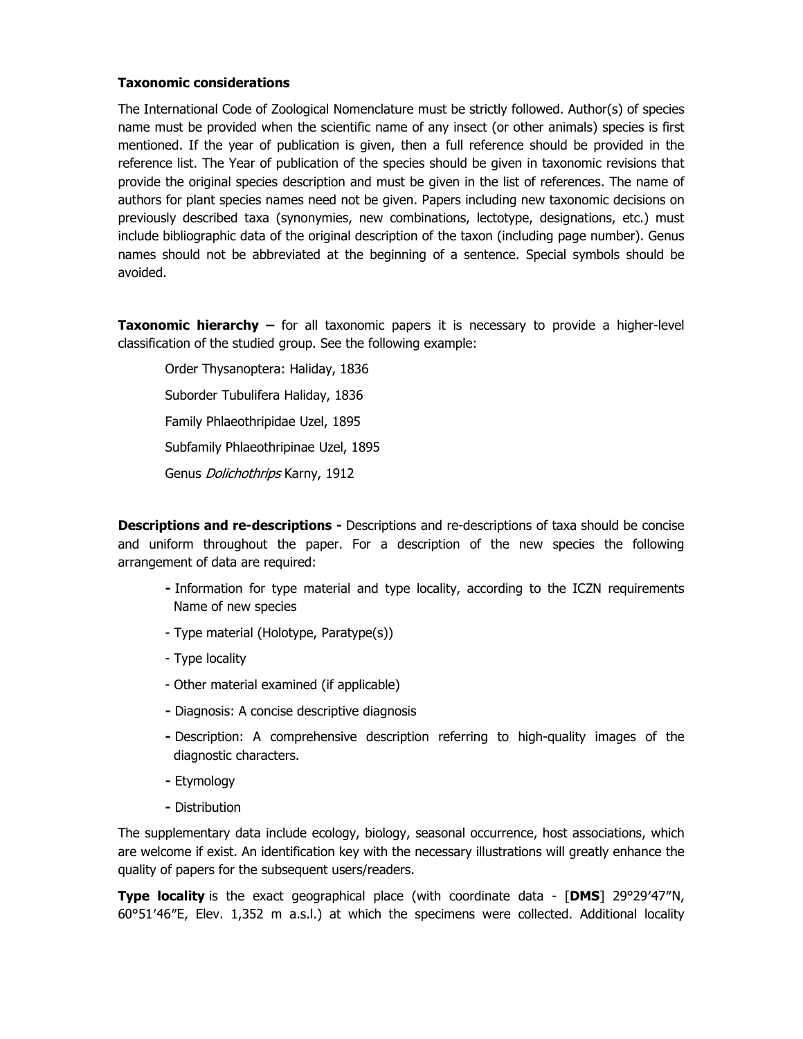**Taxonomic considerations**

The International Code of Zoological Nomenclature must be strictly followed. Author(s) of species name must be provided when the scientific name of any insect (or other animals) species is first mentioned. If the year of publication is given, then a full reference should be provided in the reference list. The Year of publication of the species should be given in taxonomic revisions that provide the original species description and must be given in the list of references. The name of authors for plant species names need not be given. Papers including new taxonomic decisions on previously described taxa (synonymies, new combinations, lectotype, designations, etc.) must include bibliographic data of the original description of the taxon (including page number). Genus names should not be abbreviated at the beginning of a sentence. Special symbols should be avoided.

**Taxonomic hierarchy –** for all taxonomic papers it is necessary to provide a higher-level classification of the studied group. See the following example:

Order Thysanoptera: Haliday, 1836

Suborder Tubulifera Haliday, 1836

Family Phlaeothripidae Uzel, 1895

Subfamily Phlaeothripinae Uzel, 1895

Genus *Dolichothrips* Karny, 1912

**Descriptions and re-descriptions -** Descriptions and re-descriptions of taxa should be concise and uniform throughout the paper. For a description of the new species the following arrangement of data are required:

- Information for type material and type locality, according to the ICZN requirements Name of new species
- Type material (Holotype, Paratype(s))
- Type locality
- Other material examined (if applicable)
- Diagnosis: A concise descriptive diagnosis
- Description: A comprehensive description referring to high-quality images of the diagnostic characters.
- Etymology
- Distribution

The supplementary data include ecology, biology, seasonal occurrence, host associations, which are welcome if exist. An identification key with the necessary illustrations will greatly enhance the quality of papers for the subsequent users/readers.

**Type locality** is the exact geographical place (with coordinate data - [**DMS**] 29°29′47″N, 60°51′46″E, Elev. 1,352 m a.s.l.) at which the specimens were collected. Additional locality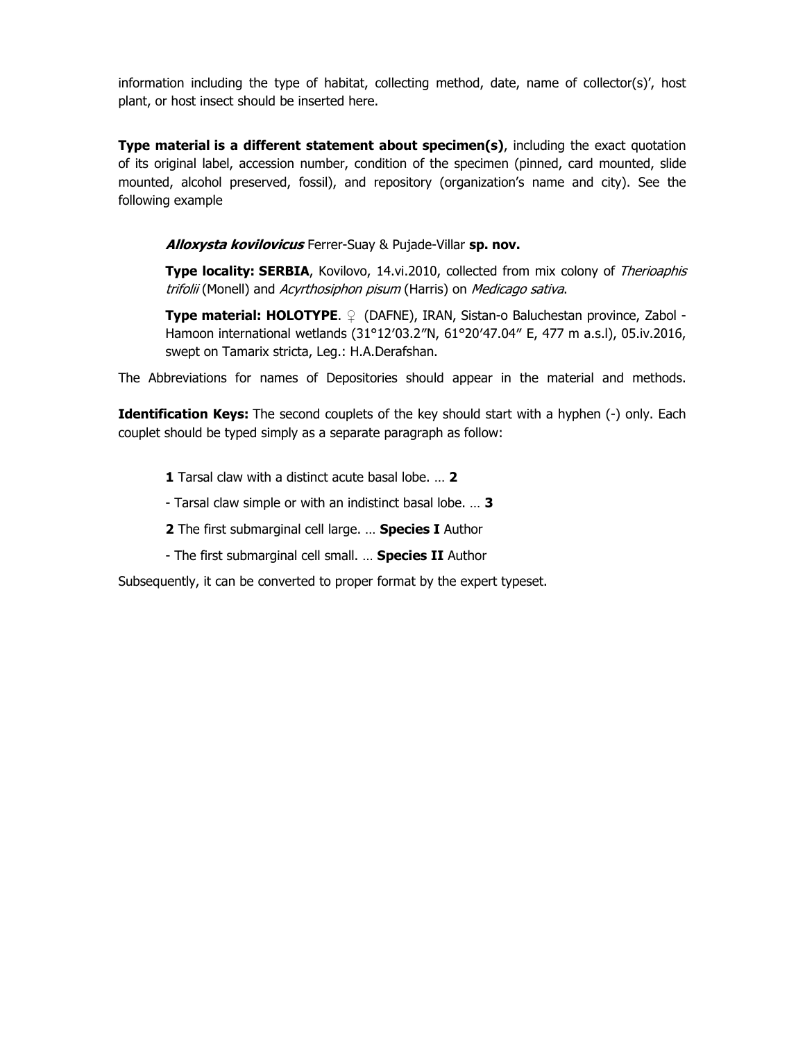information including the type of habitat, collecting method, date, name of collector(s)', host plant, or host insect should be inserted here.

**Type material is a different statement about specimen(s)**, including the exact quotation of its original label, accession number, condition of the specimen (pinned, card mounted, slide mounted, alcohol preserved, fossil), and repository (organization's name and city). See the following example

***Alloxysta kovilovicus*** Ferrer-Suay & Pujade-Villar **sp. nov.**

**Type locality: SERBIA**, Kovilovo, 14.vi.2010, collected from mix colony of *Therioaphis trifolii* (Monell) and *Acyrthosiphon pisum* (Harris) on *Medicago sativa*.

**Type material: HOLOTYPE**. ♀ (DAFNE), IRAN, Sistan-o Baluchestan province, Zabol - Hamoon international wetlands (31°12'03.2"N, 61°20'47.04" E, 477 m a.s.l), 05.iv.2016, swept on Tamarix stricta, Leg.: H.A.Derafshan.

The Abbreviations for names of Depositories should appear in the material and methods.

**Identification Keys:** The second couplets of the key should start with a hyphen (-) only. Each couplet should be typed simply as a separate paragraph as follow:

**1** Tarsal claw with a distinct acute basal lobe. … **2**

- Tarsal claw simple or with an indistinct basal lobe. … **3**

**2** The first submarginal cell large. … **Species I** Author

- The first submarginal cell small. … **Species II** Author

Subsequently, it can be converted to proper format by the expert typeset.